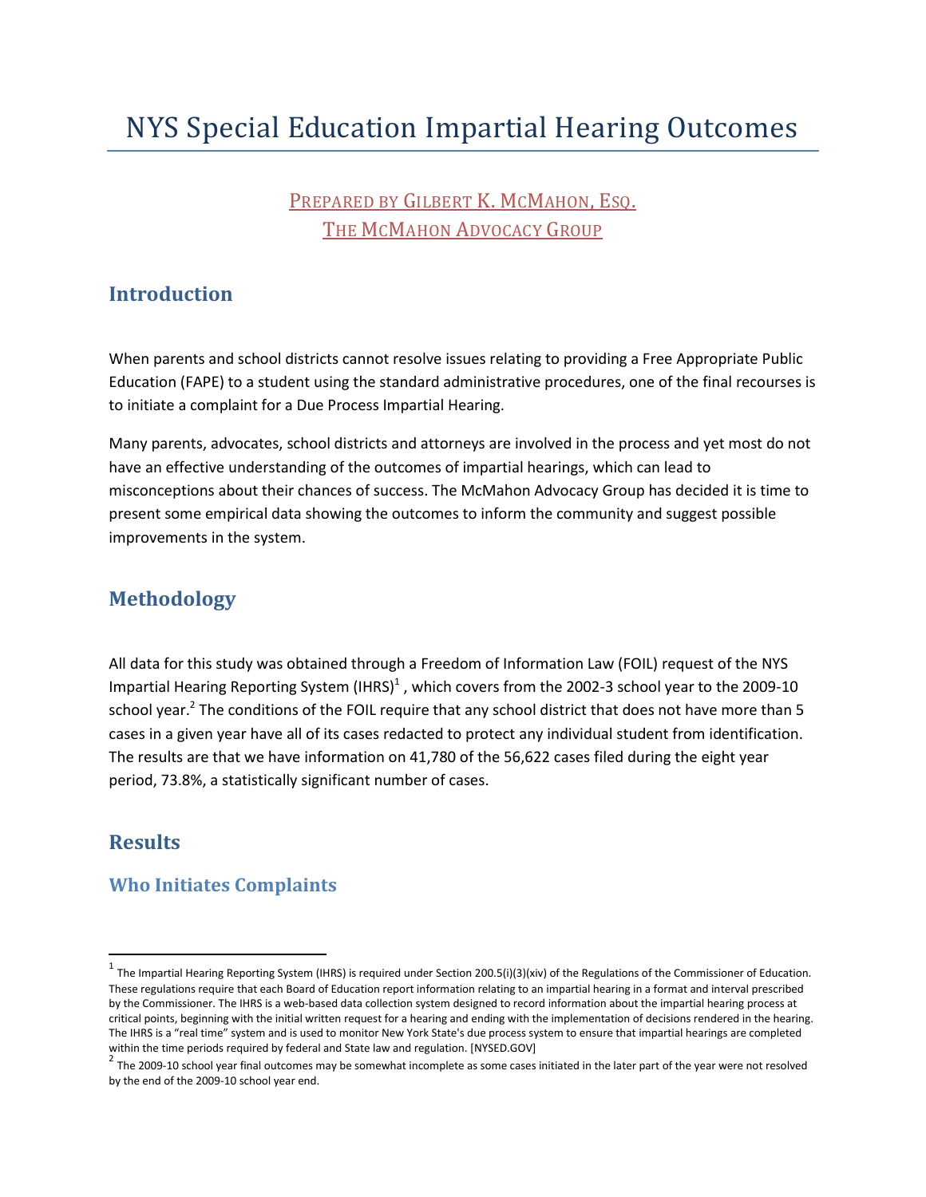# NYS Special Education Impartial Hearing Outcomes

PREPARED BY GILBERT K. MCMAHON, ESQ.
THE MCMAHON ADVOCACY GROUP

## Introduction

When parents and school districts cannot resolve issues relating to providing a Free Appropriate Public Education (FAPE) to a student using the standard administrative procedures, one of the final recourses is to initiate a complaint for a Due Process Impartial Hearing.

Many parents, advocates, school districts and attorneys are involved in the process and yet most do not have an effective understanding of the outcomes of impartial hearings, which can lead to misconceptions about their chances of success. The McMahon Advocacy Group has decided it is time to present some empirical data showing the outcomes to inform the community and suggest possible improvements in the system.

## Methodology

All data for this study was obtained through a Freedom of Information Law (FOIL) request of the NYS Impartial Hearing Reporting System (IHRS)[1] , which covers from the 2002-3 school year to the 2009-10 school year.[2] The conditions of the FOIL require that any school district that does not have more than 5 cases in a given year have all of its cases redacted to protect any individual student from identification. The results are that we have information on 41,780 of the 56,622 cases filed during the eight year period, 73.8%, a statistically significant number of cases.

## Results

### Who Initiates Complaints

[1] The Impartial Hearing Reporting System (IHRS) is required under Section 200.5(i)(3)(xiv) of the Regulations of the Commissioner of Education. These regulations require that each Board of Education report information relating to an impartial hearing in a format and interval prescribed by the Commissioner. The IHRS is a web-based data collection system designed to record information about the impartial hearing process at critical points, beginning with the initial written request for a hearing and ending with the implementation of decisions rendered in the hearing. The IHRS is a "real time" system and is used to monitor New York State's due process system to ensure that impartial hearings are completed within the time periods required by federal and State law and regulation. [NYSED.GOV]

[2] The 2009-10 school year final outcomes may be somewhat incomplete as some cases initiated in the later part of the year were not resolved by the end of the 2009-10 school year end.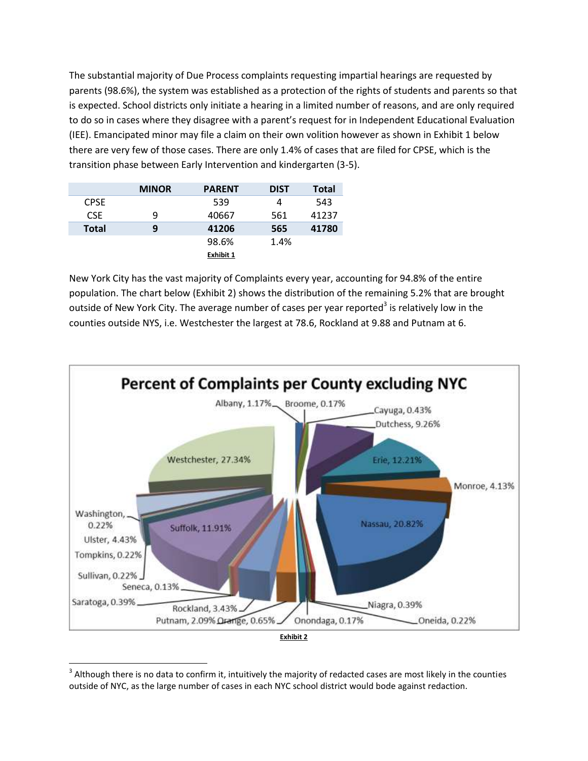The substantial majority of Due Process complaints requesting impartial hearings are requested by parents (98.6%), the system was established as a protection of the rights of students and parents so that is expected. School districts only initiate a hearing in a limited number of reasons, and are only required to do so in cases where they disagree with a parent's request for in Independent Educational Evaluation (IEE). Emancipated minor may file a claim on their own volition however as shown in Exhibit 1 below there are very few of those cases. There are only 1.4% of cases that are filed for CPSE, which is the transition phase between Early Intervention and kindergarten (3-5).

| | MINOR | PARENT | DIST | Total |
|---|---|---|---|---|
| CPSE | | 539 | 4 | 543 |
| CSE | 9 | 40667 | 561 | 41237 |
| **Total** | **9** | **41206** | **565** | **41780** |
| | | 98.6% | 1.4% | |

**Exhibit 1**

New York City has the vast majority of Complaints every year, accounting for 94.8% of the entire population. The chart below (Exhibit 2) shows the distribution of the remaining 5.2% that are brought outside of New York City. The average number of cases per year reported[3] is relatively low in the counties outside NYS, i.e. Westchester the largest at 78.6, Rockland at 9.88 and Putnam at 6.

Percent of Complaints per County excluding NYC

Albany, 1.17%
Broome, 0.17%
Cayuga, 0.43%
Dutchess, 9.26%
Erie, 12.21%
Monroe, 4.13%
Nassau, 20.82%
Niagra, 0.39%
Oneida, 0.22%
Onondaga, 0.17%
Orange, 0.65%
Putnam, 2.09%
Rockland, 3.43%
Saratoga, 0.39%
Seneca, 0.13%
Sullivan, 0.22%
Tompkins, 0.22%
Ulster, 4.43%
Washington, 0.22%
Suffolk, 11.91%
Westchester, 27.34%

**Exhibit 2**

[3] Although there is no data to confirm it, intuitively the majority of redacted cases are most likely in the counties outside of NYC, as the large number of cases in each NYC school district would bode against redaction.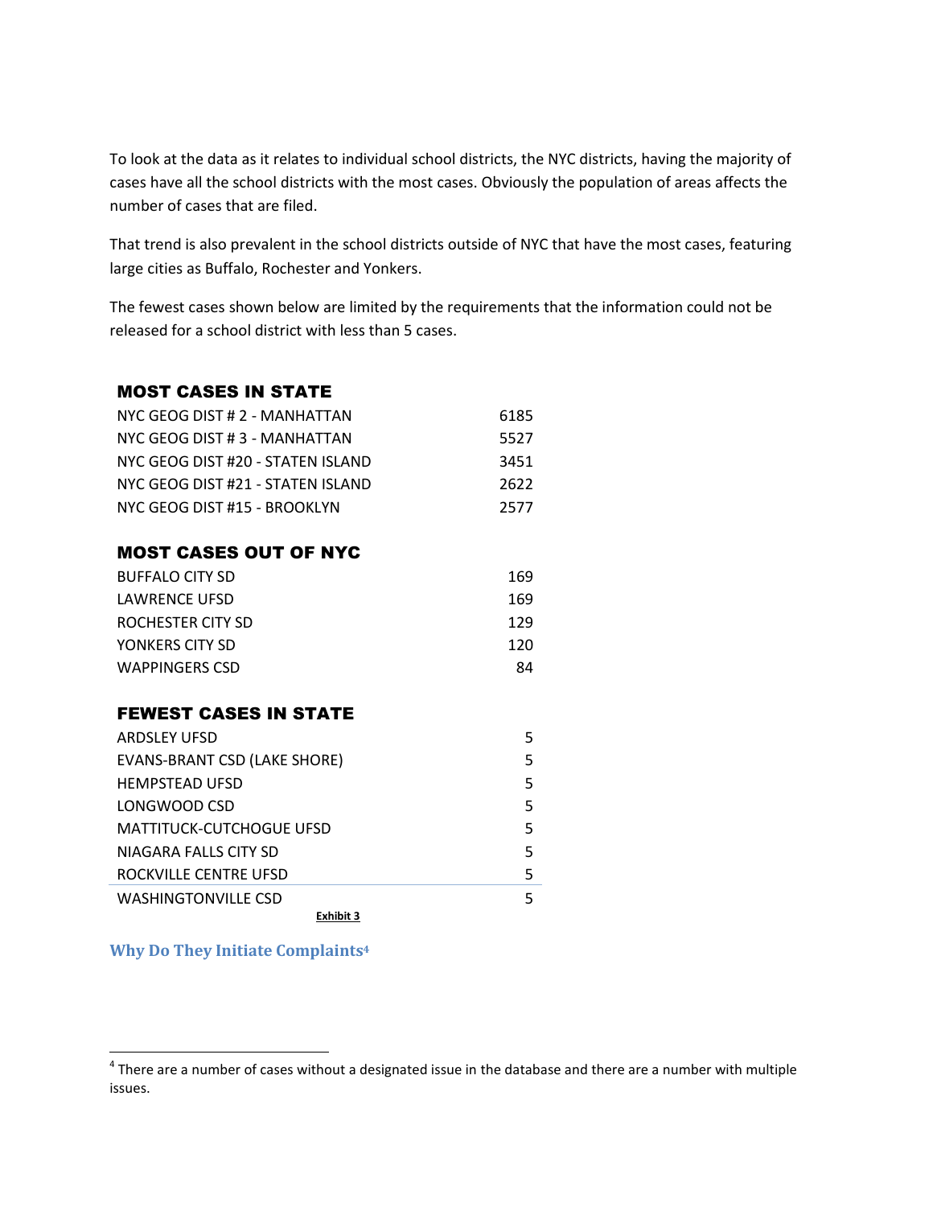To look at the data as it relates to individual school districts, the NYC districts, having the majority of cases have all the school districts with the most cases. Obviously the population of areas affects the number of cases that are filed.

That trend is also prevalent in the school districts outside of NYC that have the most cases, featuring large cities as Buffalo, Rochester and Yonkers.

The fewest cases shown below are limited by the requirements that the information could not be released for a school district with less than 5 cases.

| | |
|---|---|
| **MOST CASES IN STATE** | |
| NYC GEOG DIST # 2 - MANHATTAN | 6185 |
| NYC GEOG DIST # 3 - MANHATTAN | 5527 |
| NYC GEOG DIST #20 - STATEN ISLAND | 3451 |
| NYC GEOG DIST #21 - STATEN ISLAND | 2622 |
| NYC GEOG DIST #15 - BROOKLYN | 2577 |
| **MOST CASES OUT OF NYC** | |
| BUFFALO CITY SD | 169 |
| LAWRENCE UFSD | 169 |
| ROCHESTER CITY SD | 129 |
| YONKERS CITY SD | 120 |
| WAPPINGERS CSD | 84 |
| **FEWEST CASES IN STATE** | |
| ARDSLEY UFSD | 5 |
| EVANS-BRANT CSD (LAKE SHORE) | 5 |
| HEMPSTEAD UFSD | 5 |
| LONGWOOD CSD | 5 |
| MATTITUCK-CUTCHOGUE UFSD | 5 |
| NIAGARA FALLS CITY SD | 5 |
| ROCKVILLE CENTRE UFSD | 5 |
| WASHINGTONVILLE CSD | 5 |

**Exhibit 3**

## Why Do They Initiate Complaints[4]

[4] There are a number of cases without a designated issue in the database and there are a number with multiple issues.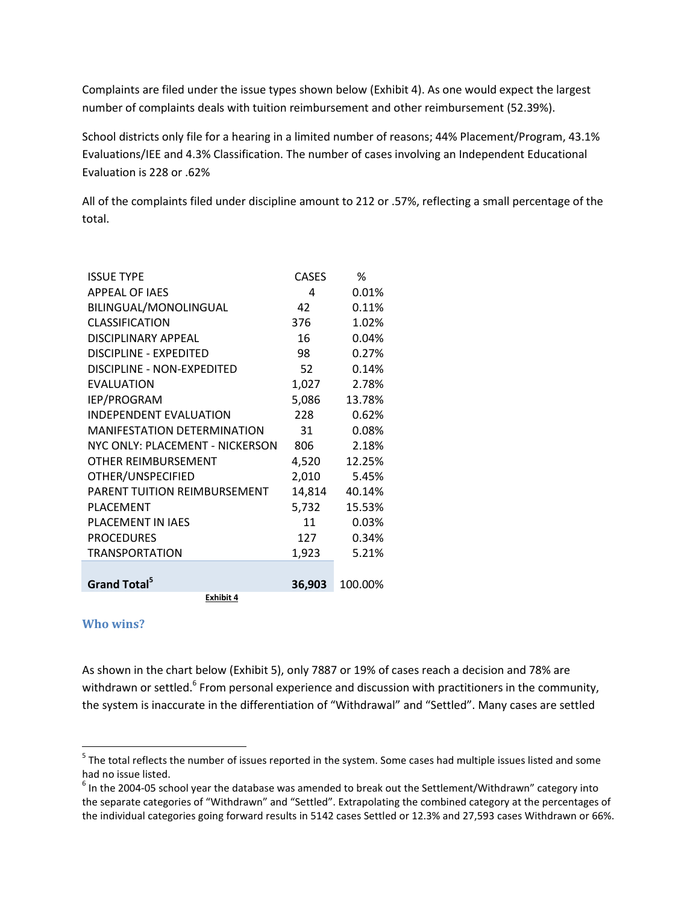Complaints are filed under the issue types shown below (Exhibit 4). As one would expect the largest number of complaints deals with tuition reimbursement and other reimbursement (52.39%).

School districts only file for a hearing in a limited number of reasons; 44% Placement/Program, 43.1% Evaluations/IEE and 4.3% Classification. The number of cases involving an Independent Educational Evaluation is 228 or .62%

All of the complaints filed under discipline amount to 212 or .57%, reflecting a small percentage of the total.

| ISSUE TYPE | CASES | % |
|---|---|---|
| APPEAL OF IAES | 4 | 0.01% |
| BILINGUAL/MONOLINGUAL | 42 | 0.11% |
| CLASSIFICATION | 376 | 1.02% |
| DISCIPLINARY APPEAL | 16 | 0.04% |
| DISCIPLINE - EXPEDITED | 98 | 0.27% |
| DISCIPLINE - NON-EXPEDITED | 52 | 0.14% |
| EVALUATION | 1,027 | 2.78% |
| IEP/PROGRAM | 5,086 | 13.78% |
| INDEPENDENT EVALUATION | 228 | 0.62% |
| MANIFESTATION DETERMINATION | 31 | 0.08% |
| NYC ONLY: PLACEMENT - NICKERSON | 806 | 2.18% |
| OTHER REIMBURSEMENT | 4,520 | 12.25% |
| OTHER/UNSPECIFIED | 2,010 | 5.45% |
| PARENT TUITION REIMBURSEMENT | 14,814 | 40.14% |
| PLACEMENT | 5,732 | 15.53% |
| PLACEMENT IN IAES | 11 | 0.03% |
| PROCEDURES | 127 | 0.34% |
| TRANSPORTATION | 1,923 | 5.21% |
| **Grand Total[5]** | **36,903** | 100.00% |

**Exhibit 4**

## Who wins?

As shown in the chart below (Exhibit 5), only 7887 or 19% of cases reach a decision and 78% are withdrawn or settled.[6] From personal experience and discussion with practitioners in the community, the system is inaccurate in the differentiation of "Withdrawal" and "Settled". Many cases are settled

[5] The total reflects the number of issues reported in the system. Some cases had multiple issues listed and some had no issue listed.

[6] In the 2004-05 school year the database was amended to break out the Settlement/Withdrawn" category into the separate categories of "Withdrawn" and "Settled". Extrapolating the combined category at the percentages of the individual categories going forward results in 5142 cases Settled or 12.3% and 27,593 cases Withdrawn or 66%.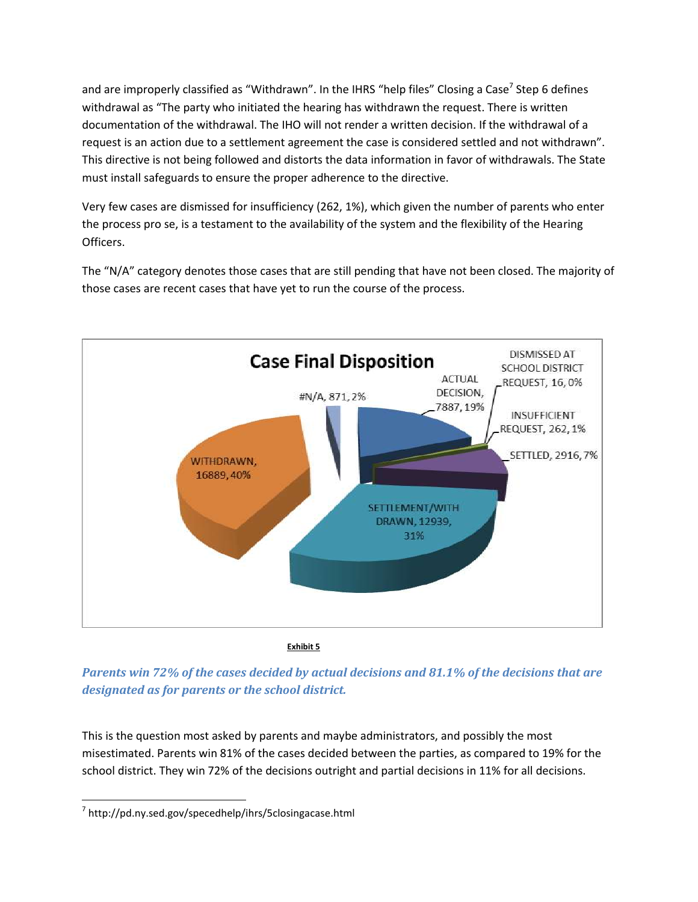and are improperly classified as "Withdrawn". In the IHRS "help files" Closing a Case[7] Step 6 defines withdrawal as "The party who initiated the hearing has withdrawn the request. There is written documentation of the withdrawal. The IHO will not render a written decision. If the withdrawal of a request is an action due to a settlement agreement the case is considered settled and not withdrawn". This directive is not being followed and distorts the data information in favor of withdrawals. The State must install safeguards to ensure the proper adherence to the directive.

Very few cases are dismissed for insufficiency (262, 1%), which given the number of parents who enter the process pro se, is a testament to the availability of the system and the flexibility of the Hearing Officers.

The "N/A" category denotes those cases that are still pending that have not been closed. The majority of those cases are recent cases that have yet to run the course of the process.

Case Final Disposition

DISMISSED AT SCHOOL DISTRICT REQUEST, 16, 0%

ACTUAL DECISION, 7887, 19%

#N/A, 871, 2%

INSUFFICIENT REQUEST, 262, 1%

SETTLED, 2916, 7%

WITHDRAWN, 16889, 40%

SETTLEMENT/WITH DRAWN, 12939, 31%

**Exhibit 5**

### *Parents win 72% of the cases decided by actual decisions and 81.1% of the decisions that are designated as for parents or the school district.*

This is the question most asked by parents and maybe administrators, and possibly the most misestimated. Parents win 81% of the cases decided between the parties, as compared to 19% for the school district. They win 72% of the decisions outright and partial decisions in 11% for all decisions.

[7] http://pd.ny.sed.gov/specedhelp/ihrs/5closingacase.html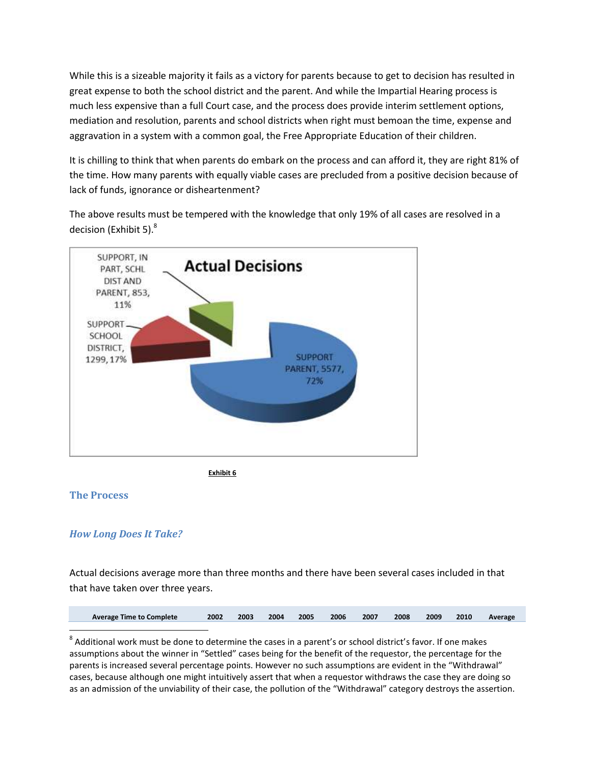While this is a sizeable majority it fails as a victory for parents because to get to decision has resulted in great expense to both the school district and the parent. And while the Impartial Hearing process is much less expensive than a full Court case, and the process does provide interim settlement options, mediation and resolution, parents and school districts when right must bemoan the time, expense and aggravation in a system with a common goal, the Free Appropriate Education of their children.

It is chilling to think that when parents do embark on the process and can afford it, they are right 81% of the time. How many parents with equally viable cases are precluded from a positive decision because of lack of funds, ignorance or disheartenment?

The above results must be tempered with the knowledge that only 19% of all cases are resolved in a decision (Exhibit 5).[8]

Actual Decisions

SUPPORT, IN PART, SCHL DIST AND PARENT, 853, 11%

SUPPORT SCHOOL DISTRICT, 1299, 17%

SUPPORT PARENT, 5577, 72%

**Exhibit 6**

## The Process

### *How Long Does It Take?*

Actual decisions average more than three months and there have been several cases included in that that have taken over three years.

| Average Time to Complete | 2002 | 2003 | 2004 | 2005 | 2006 | 2007 | 2008 | 2009 | 2010 | Average |
|---|---|---|---|---|---|---|---|---|---|---|

[8] Additional work must be done to determine the cases in a parent's or school district's favor. If one makes assumptions about the winner in "Settled" cases being for the benefit of the requestor, the percentage for the parents is increased several percentage points. However no such assumptions are evident in the "Withdrawal" cases, because although one might intuitively assert that when a requestor withdraws the case they are doing so as an admission of the unviability of their case, the pollution of the "Withdrawal" category destroys the assertion.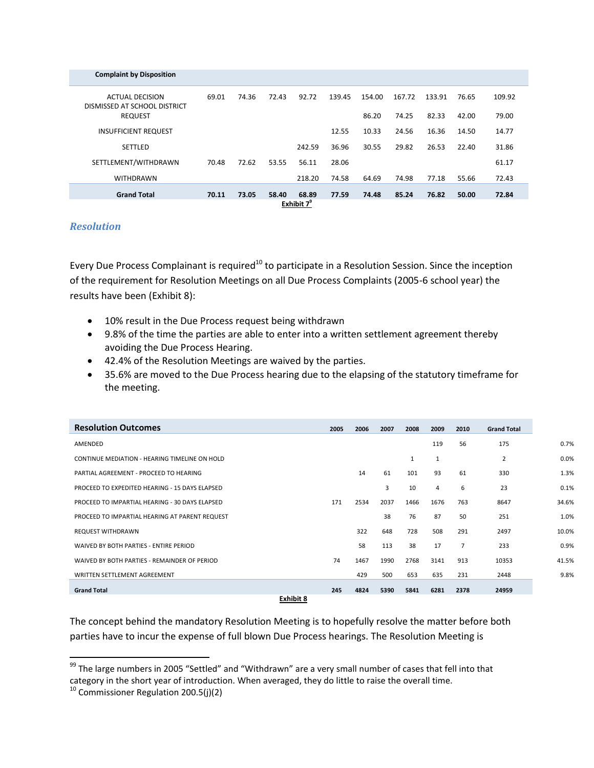| Complaint by Disposition | | | | | | | | | | |
|---|---|---|---|---|---|---|---|---|---|---|
| ACTUAL DECISION | 69.01 | 74.36 | 72.43 | 92.72 | 139.45 | 154.00 | 167.72 | 133.91 | 76.65 | 109.92 |
| DISMISSED AT SCHOOL DISTRICT REQUEST | | | | | | 86.20 | 74.25 | 82.33 | 42.00 | 79.00 |
| INSUFFICIENT REQUEST | | | | | 12.55 | 10.33 | 24.56 | 16.36 | 14.50 | 14.77 |
| SETTLED | | | | 242.59 | 36.96 | 30.55 | 29.82 | 26.53 | 22.40 | 31.86 |
| SETTLEMENT/WITHDRAWN | 70.48 | 72.62 | 53.55 | 56.11 | 28.06 | | | | | 61.17 |
| WITHDRAWN | | | | 218.20 | 74.58 | 64.69 | 74.98 | 77.18 | 55.66 | 72.43 |
| **Grand Total** | **70.11** | **73.05** | **58.40** | **68.89** | **77.59** | **74.48** | **85.24** | **76.82** | **50.00** | **72.84** |

**Exhibit 7**[9]

### *Resolution*

Every Due Process Complainant is required[10] to participate in a Resolution Session. Since the inception of the requirement for Resolution Meetings on all Due Process Complaints (2005-6 school year) the results have been (Exhibit 8):

- 10% result in the Due Process request being withdrawn
- 9.8% of the time the parties are able to enter into a written settlement agreement thereby avoiding the Due Process Hearing.
- 42.4% of the Resolution Meetings are waived by the parties.
- 35.6% are moved to the Due Process hearing due to the elapsing of the statutory timeframe for the meeting.

| Resolution Outcomes | 2005 | 2006 | 2007 | 2008 | 2009 | 2010 | Grand Total | |
|---|---|---|---|---|---|---|---|---|
| AMENDED | | | | | 119 | 56 | 175 | 0.7% |
| CONTINUE MEDIATION - HEARING TIMELINE ON HOLD | | | | 1 | 1 | | 2 | 0.0% |
| PARTIAL AGREEMENT - PROCEED TO HEARING | | 14 | 61 | 101 | 93 | 61 | 330 | 1.3% |
| PROCEED TO EXPEDITED HEARING - 15 DAYS ELAPSED | | | 3 | 10 | 4 | 6 | 23 | 0.1% |
| PROCEED TO IMPARTIAL HEARING - 30 DAYS ELAPSED | 171 | 2534 | 2037 | 1466 | 1676 | 763 | 8647 | 34.6% |
| PROCEED TO IMPARTIAL HEARING AT PARENT REQUEST | | | 38 | 76 | 87 | 50 | 251 | 1.0% |
| REQUEST WITHDRAWN | | 322 | 648 | 728 | 508 | 291 | 2497 | 10.0% |
| WAIVED BY BOTH PARTIES - ENTIRE PERIOD | | 58 | 113 | 38 | 17 | 7 | 233 | 0.9% |
| WAIVED BY BOTH PARTIES - REMAINDER OF PERIOD | 74 | 1467 | 1990 | 2768 | 3141 | 913 | 10353 | 41.5% |
| WRITTEN SETTLEMENT AGREEMENT | | 429 | 500 | 653 | 635 | 231 | 2448 | 9.8% |
| **Grand Total** | **245** | **4824** | **5390** | **5841** | **6281** | **2378** | **24959** | |

**Exhibit 8**

The concept behind the mandatory Resolution Meeting is to hopefully resolve the matter before both parties have to incur the expense of full blown Due Process hearings. The Resolution Meeting is

---

[99] The large numbers in 2005 "Settled" and "Withdrawn" are a very small number of cases that fell into that category in the short year of introduction. When averaged, they do little to raise the overall time.

[10] Commissioner Regulation 200.5(j)(2)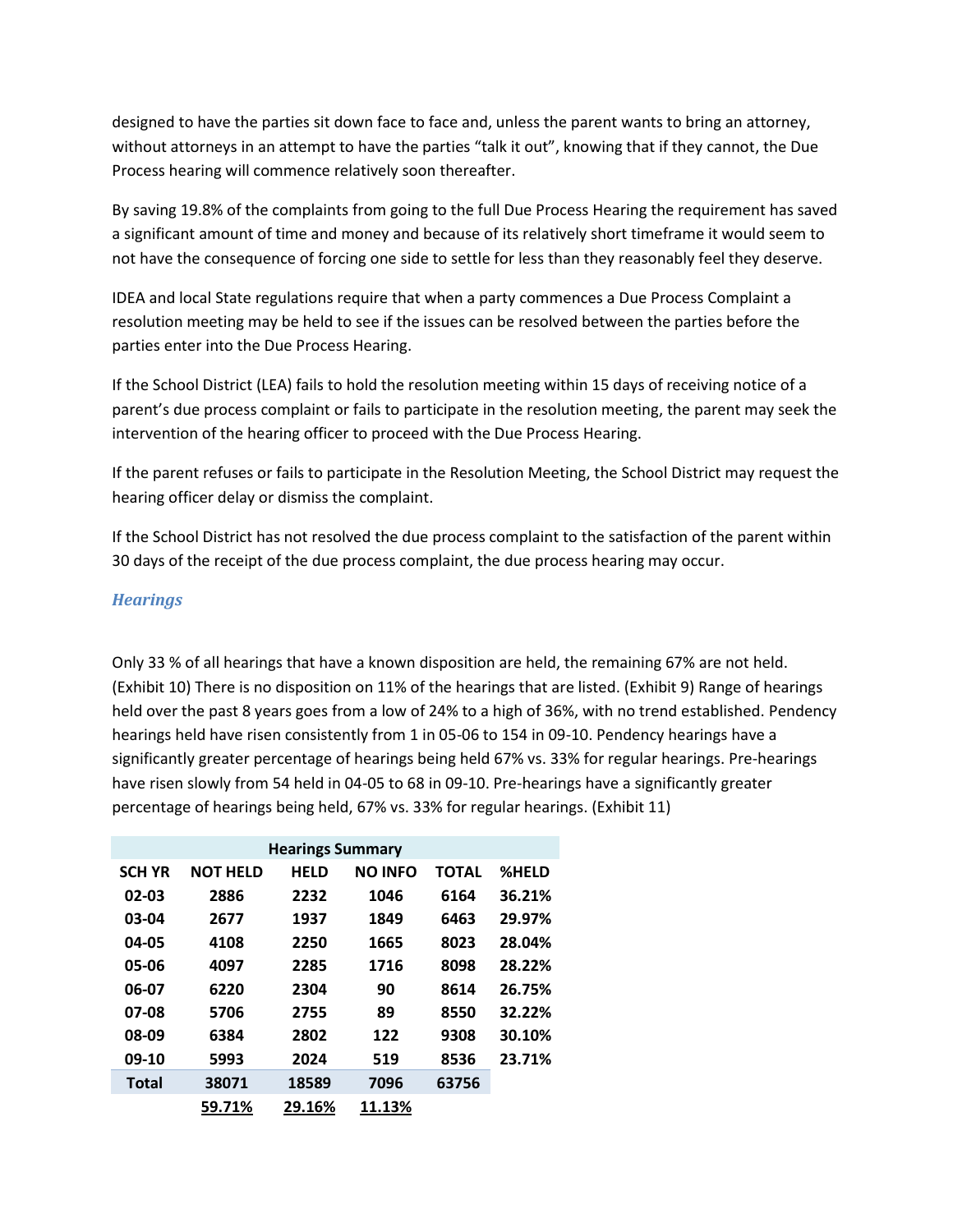designed to have the parties sit down face to face and, unless the parent wants to bring an attorney, without attorneys in an attempt to have the parties "talk it out", knowing that if they cannot, the Due Process hearing will commence relatively soon thereafter.

By saving 19.8% of the complaints from going to the full Due Process Hearing the requirement has saved a significant amount of time and money and because of its relatively short timeframe it would seem to not have the consequence of forcing one side to settle for less than they reasonably feel they deserve.

IDEA and local State regulations require that when a party commences a Due Process Complaint a resolution meeting may be held to see if the issues can be resolved between the parties before the parties enter into the Due Process Hearing.

If the School District (LEA) fails to hold the resolution meeting within 15 days of receiving notice of a parent's due process complaint or fails to participate in the resolution meeting, the parent may seek the intervention of the hearing officer to proceed with the Due Process Hearing.

If the parent refuses or fails to participate in the Resolution Meeting, the School District may request the hearing officer delay or dismiss the complaint.

If the School District has not resolved the due process complaint to the satisfaction of the parent within 30 days of the receipt of the due process complaint, the due process hearing may occur.

### *Hearings*

Only 33 % of all hearings that have a known disposition are held, the remaining 67% are not held. (Exhibit 10) There is no disposition on 11% of the hearings that are listed. (Exhibit 9) Range of hearings held over the past 8 years goes from a low of 24% to a high of 36%, with no trend established. Pendency hearings held have risen consistently from 1 in 05-06 to 154 in 09-10. Pendency hearings have a significantly greater percentage of hearings being held 67% vs. 33% for regular hearings. Pre-hearings have risen slowly from 54 held in 04-05 to 68 in 09-10. Pre-hearings have a significantly greater percentage of hearings being held, 67% vs. 33% for regular hearings. (Exhibit 11)

**Hearings Summary**

| SCH YR | NOT HELD | HELD | NO INFO | TOTAL | %HELD |
|---|---|---|---|---|---|
| 02-03 | 2886 | 2232 | 1046 | 6164 | 36.21% |
| 03-04 | 2677 | 1937 | 1849 | 6463 | 29.97% |
| 04-05 | 4108 | 2250 | 1665 | 8023 | 28.04% |
| 05-06 | 4097 | 2285 | 1716 | 8098 | 28.22% |
| 06-07 | 6220 | 2304 | 90 | 8614 | 26.75% |
| 07-08 | 5706 | 2755 | 89 | 8550 | 32.22% |
| 08-09 | 6384 | 2802 | 122 | 9308 | 30.10% |
| 09-10 | 5993 | 2024 | 519 | 8536 | 23.71% |
| **Total** | **38071** | **18589** | **7096** | **63756** | |
| | 59.71% | 29.16% | 11.13% | | |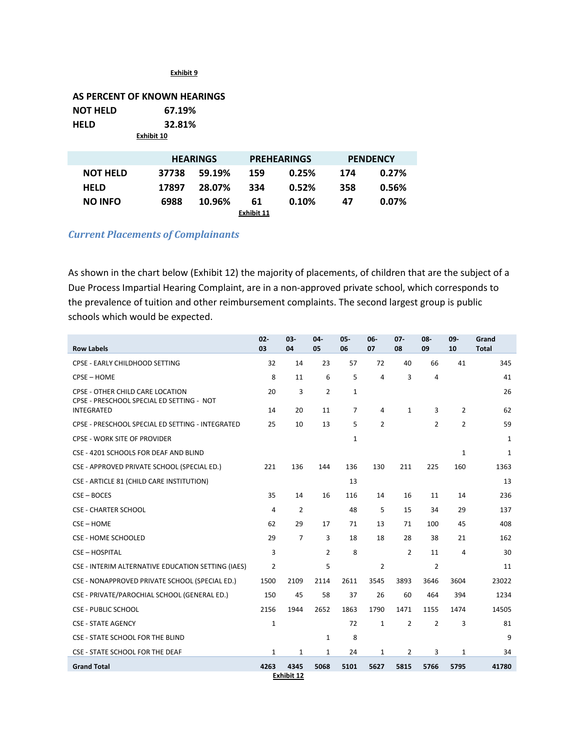Exhibit 9

**AS PERCENT OF KNOWN HEARINGS**

| | |
|---|---|
| **NOT HELD** | **67.19%** |
| **HELD** | **32.81%** |

Exhibit 10

| | HEARINGS | | PREHEARINGS | | PENDENCY | |
|---|---|---|---|---|---|---|
| **NOT HELD** | **37738** | **59.19%** | **159** | **0.25%** | **174** | **0.27%** |
| **HELD** | **17897** | **28.07%** | **334** | **0.52%** | **358** | **0.56%** |
| **NO INFO** | **6988** | **10.96%** | **61** | **0.10%** | **47** | **0.07%** |

Exhibit 11

### *Current Placements of Complainants*

As shown in the chart below (Exhibit 12) the majority of placements, of children that are the subject of a Due Process Impartial Hearing Complaint, are in a non-approved private school, which corresponds to the prevalence of tuition and other reimbursement complaints. The second largest group is public schools which would be expected.

| Row Labels | 02-03 | 03-04 | 04-05 | 05-06 | 06-07 | 07-08 | 08-09 | 09-10 | Grand Total |
|---|---|---|---|---|---|---|---|---|---|
| CPSE - EARLY CHILDHOOD SETTING | 32 | 14 | 23 | 57 | 72 | 40 | 66 | 41 | 345 |
| CPSE – HOME | 8 | 11 | 6 | 5 | 4 | 3 | 4 | | 41 |
| CPSE - OTHER CHILD CARE LOCATION | 20 | 3 | 2 | 1 | | | | | 26 |
| CPSE - PRESCHOOL SPECIAL ED SETTING - NOT INTEGRATED | 14 | 20 | 11 | 7 | 4 | 1 | 3 | 2 | 62 |
| CPSE - PRESCHOOL SPECIAL ED SETTING - INTEGRATED | 25 | 10 | 13 | 5 | 2 | | 2 | 2 | 59 |
| CPSE - WORK SITE OF PROVIDER | | | | 1 | | | | | 1 |
| CSE - 4201 SCHOOLS FOR DEAF AND BLIND | | | | | | | | 1 | 1 |
| CSE - APPROVED PRIVATE SCHOOL (SPECIAL ED.) | 221 | 136 | 144 | 136 | 130 | 211 | 225 | 160 | 1363 |
| CSE - ARTICLE 81 (CHILD CARE INSTITUTION) | | | | 13 | | | | | 13 |
| CSE – BOCES | 35 | 14 | 16 | 116 | 14 | 16 | 11 | 14 | 236 |
| CSE - CHARTER SCHOOL | 4 | 2 | | 48 | 5 | 15 | 34 | 29 | 137 |
| CSE – HOME | 62 | 29 | 17 | 71 | 13 | 71 | 100 | 45 | 408 |
| CSE - HOME SCHOOLED | 29 | 7 | 3 | 18 | 18 | 28 | 38 | 21 | 162 |
| CSE – HOSPITAL | 3 | | 2 | 8 | | 2 | 11 | 4 | 30 |
| CSE - INTERIM ALTERNATIVE EDUCATION SETTING (IAES) | 2 | | 5 | | 2 | | 2 | | 11 |
| CSE - NONAPPROVED PRIVATE SCHOOL (SPECIAL ED.) | 1500 | 2109 | 2114 | 2611 | 3545 | 3893 | 3646 | 3604 | 23022 |
| CSE - PRIVATE/PAROCHIAL SCHOOL (GENERAL ED.) | 150 | 45 | 58 | 37 | 26 | 60 | 464 | 394 | 1234 |
| CSE - PUBLIC SCHOOL | 2156 | 1944 | 2652 | 1863 | 1790 | 1471 | 1155 | 1474 | 14505 |
| CSE - STATE AGENCY | 1 | | | 72 | 1 | 2 | 2 | 3 | 81 |
| CSE - STATE SCHOOL FOR THE BLIND | | | 1 | 8 | | | | | 9 |
| CSE - STATE SCHOOL FOR THE DEAF | 1 | 1 | 1 | 24 | 1 | 2 | 3 | 1 | 34 |
| **Grand Total** | **4263** | **4345** | **5068** | **5101** | **5627** | **5815** | **5766** | **5795** | **41780** |

Exhibit 12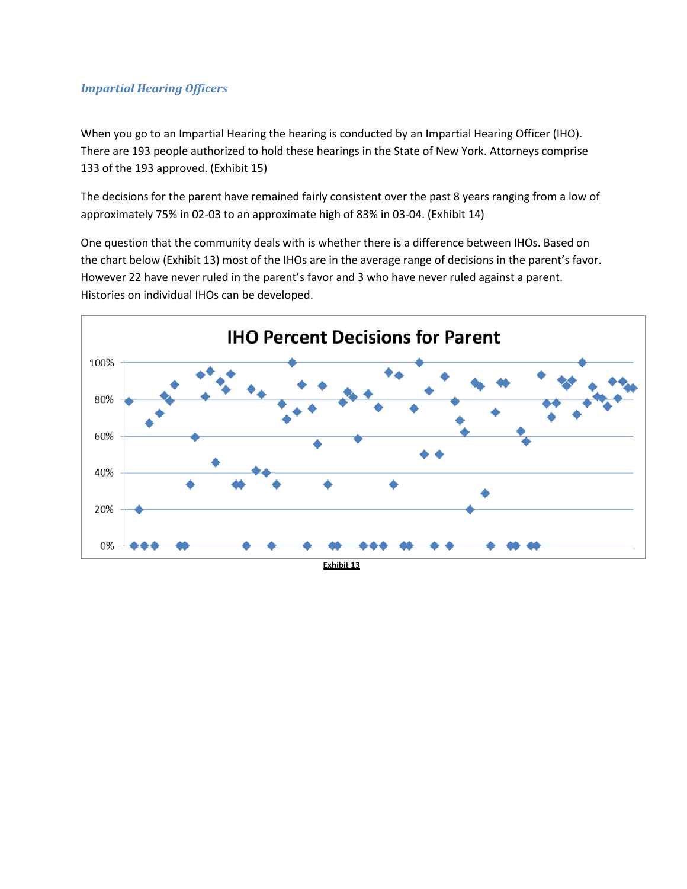### *Impartial Hearing Officers*

When you go to an Impartial Hearing the hearing is conducted by an Impartial Hearing Officer (IHO). There are 193 people authorized to hold these hearings in the State of New York. Attorneys comprise 133 of the 193 approved. (Exhibit 15)

The decisions for the parent have remained fairly consistent over the past 8 years ranging from a low of approximately 75% in 02-03 to an approximate high of 83% in 03-04. (Exhibit 14)

One question that the community deals with is whether there is a difference between IHOs. Based on the chart below (Exhibit 13) most of the IHOs are in the average range of decisions in the parent's favor. However 22 have never ruled in the parent's favor and 3 who have never ruled against a parent. Histories on individual IHOs can be developed.

IHO Percent Decisions for Parent

100%
80%
60%
40%
20%
0%

**Exhibit 13**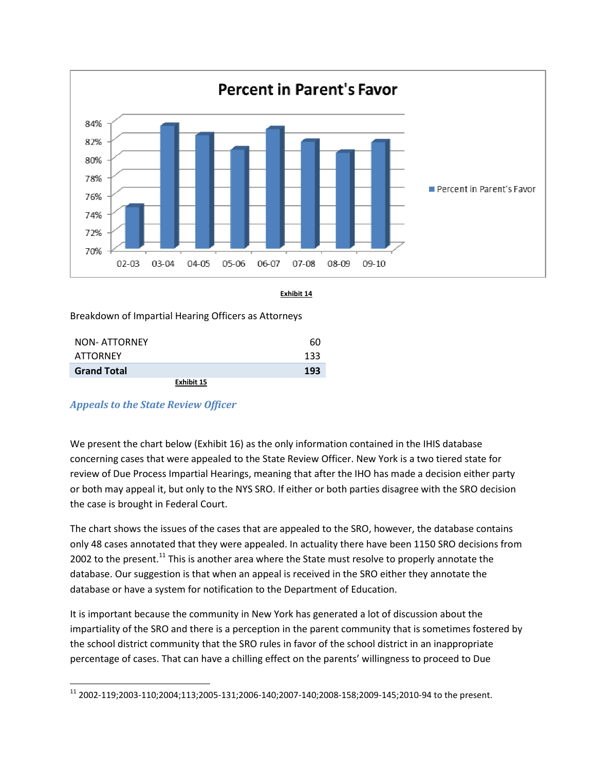Percent in Parent's Favor

84%
82%
80%
78%
76%
74%
72%
70%

02-03 03-04 04-05 05-06 06-07 07-08 08-09 09-10

Percent in Parent's Favor

**Exhibit 14**

Breakdown of Impartial Hearing Officers as Attorneys

| | |
|---|---|
| NON- ATTORNEY | 60 |
| ATTORNEY | 133 |
| **Grand Total** | **193** |

**Exhibit 15**

### *Appeals to the State Review Officer*

We present the chart below (Exhibit 16) as the only information contained in the IHIS database concerning cases that were appealed to the State Review Officer. New York is a two tiered state for review of Due Process Impartial Hearings, meaning that after the IHO has made a decision either party or both may appeal it, but only to the NYS SRO. If either or both parties disagree with the SRO decision the case is brought in Federal Court.

The chart shows the issues of the cases that are appealed to the SRO, however, the database contains only 48 cases annotated that they were appealed. In actuality there have been 1150 SRO decisions from 2002 to the present.[11] This is another area where the State must resolve to properly annotate the database. Our suggestion is that when an appeal is received in the SRO either they annotate the database or have a system for notification to the Department of Education.

It is important because the community in New York has generated a lot of discussion about the impartiality of the SRO and there is a perception in the parent community that is sometimes fostered by the school district community that the SRO rules in favor of the school district in an inappropriate percentage of cases. That can have a chilling effect on the parents' willingness to proceed to Due

[11] 2002-119;2003-110;2004;113;2005-131;2006-140;2007-140;2008-158;2009-145;2010-94 to the present.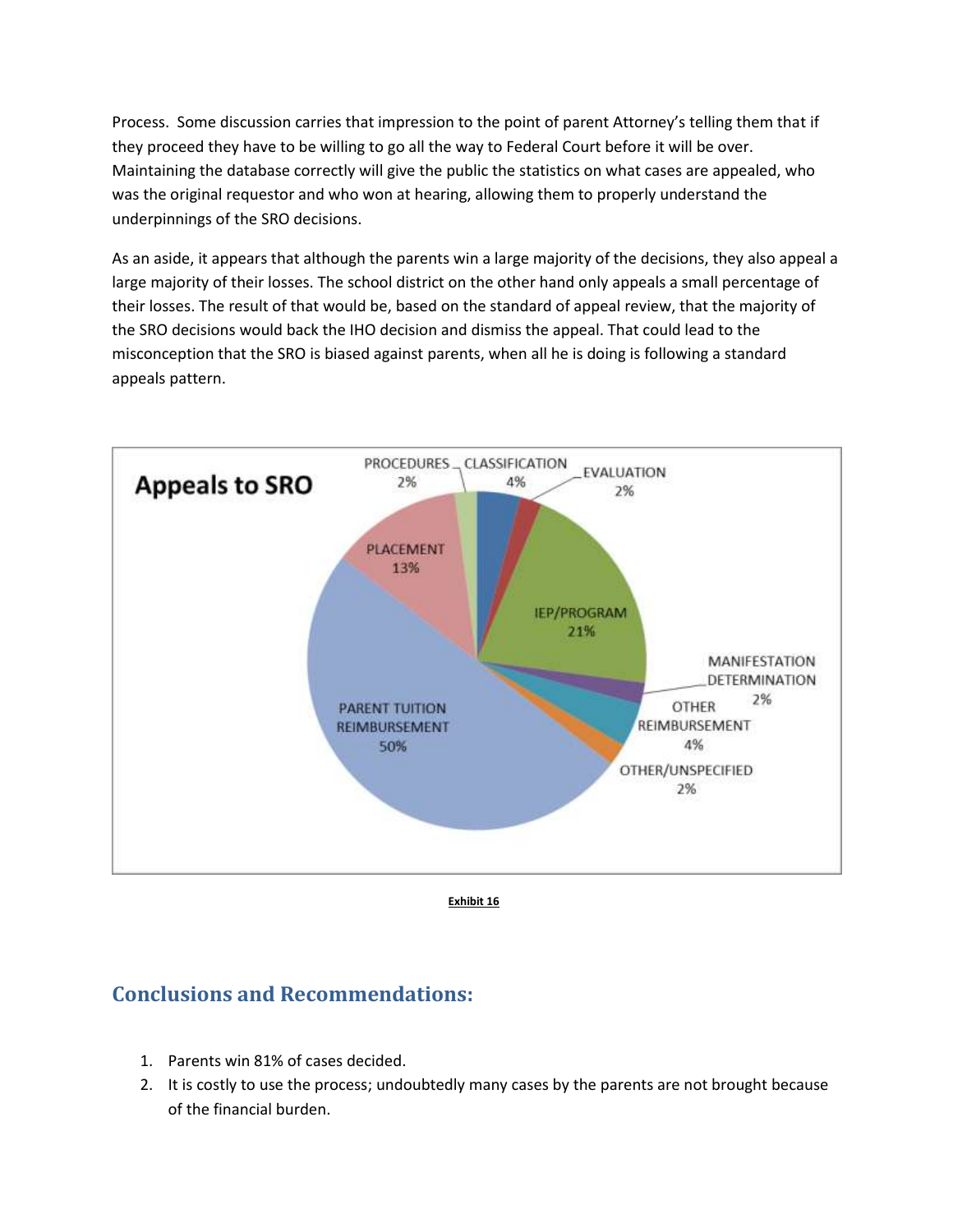Process. Some discussion carries that impression to the point of parent Attorney's telling them that if they proceed they have to be willing to go all the way to Federal Court before it will be over. Maintaining the database correctly will give the public the statistics on what cases are appealed, who was the original requestor and who won at hearing, allowing them to properly understand the underpinnings of the SRO decisions.

As an aside, it appears that although the parents win a large majority of the decisions, they also appeal a large majority of their losses. The school district on the other hand only appeals a small percentage of their losses. The result of that would be, based on the standard of appeal review, that the majority of the SRO decisions would back the IHO decision and dismiss the appeal. That could lead to the misconception that the SRO is biased against parents, when all he is doing is following a standard appeals pattern.

Appeals to SRO

PROCEDURES 2%
CLASSIFICATION 4%
EVALUATION 2%
IEP/PROGRAM 21%
MANIFESTATION DETERMINATION 2%
OTHER REIMBURSEMENT 4%
OTHER/UNSPECIFIED 2%
PARENT TUITION REIMBURSEMENT 50%
PLACEMENT 13%

**Exhibit 16**

## Conclusions and Recommendations:

1. Parents win 81% of cases decided.
2. It is costly to use the process; undoubtedly many cases by the parents are not brought because of the financial burden.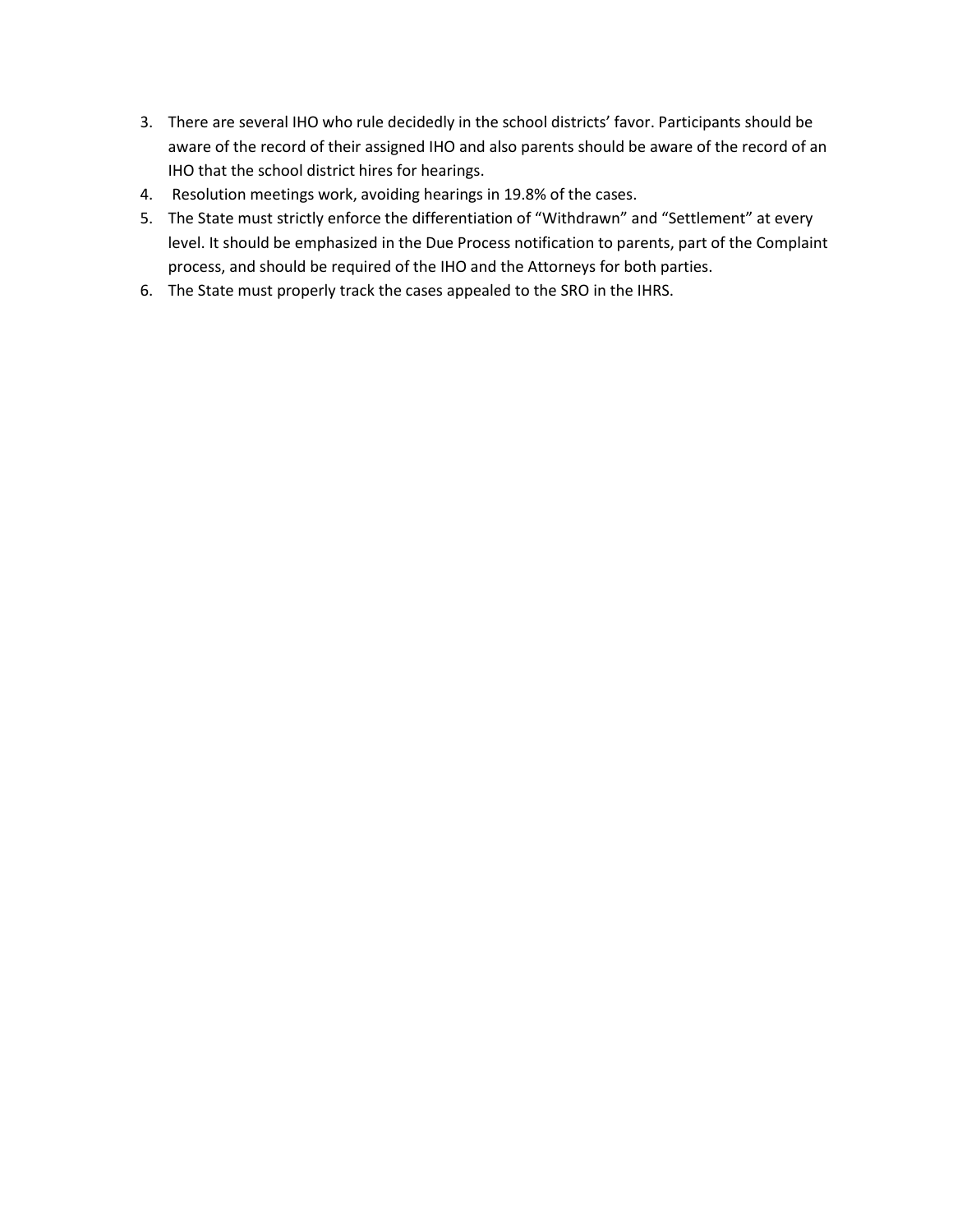3. There are several IHO who rule decidedly in the school districts' favor. Participants should be aware of the record of their assigned IHO and also parents should be aware of the record of an IHO that the school district hires for hearings.
4. Resolution meetings work, avoiding hearings in 19.8% of the cases.
5. The State must strictly enforce the differentiation of "Withdrawn" and "Settlement" at every level. It should be emphasized in the Due Process notification to parents, part of the Complaint process, and should be required of the IHO and the Attorneys for both parties.
6. The State must properly track the cases appealed to the SRO in the IHRS.